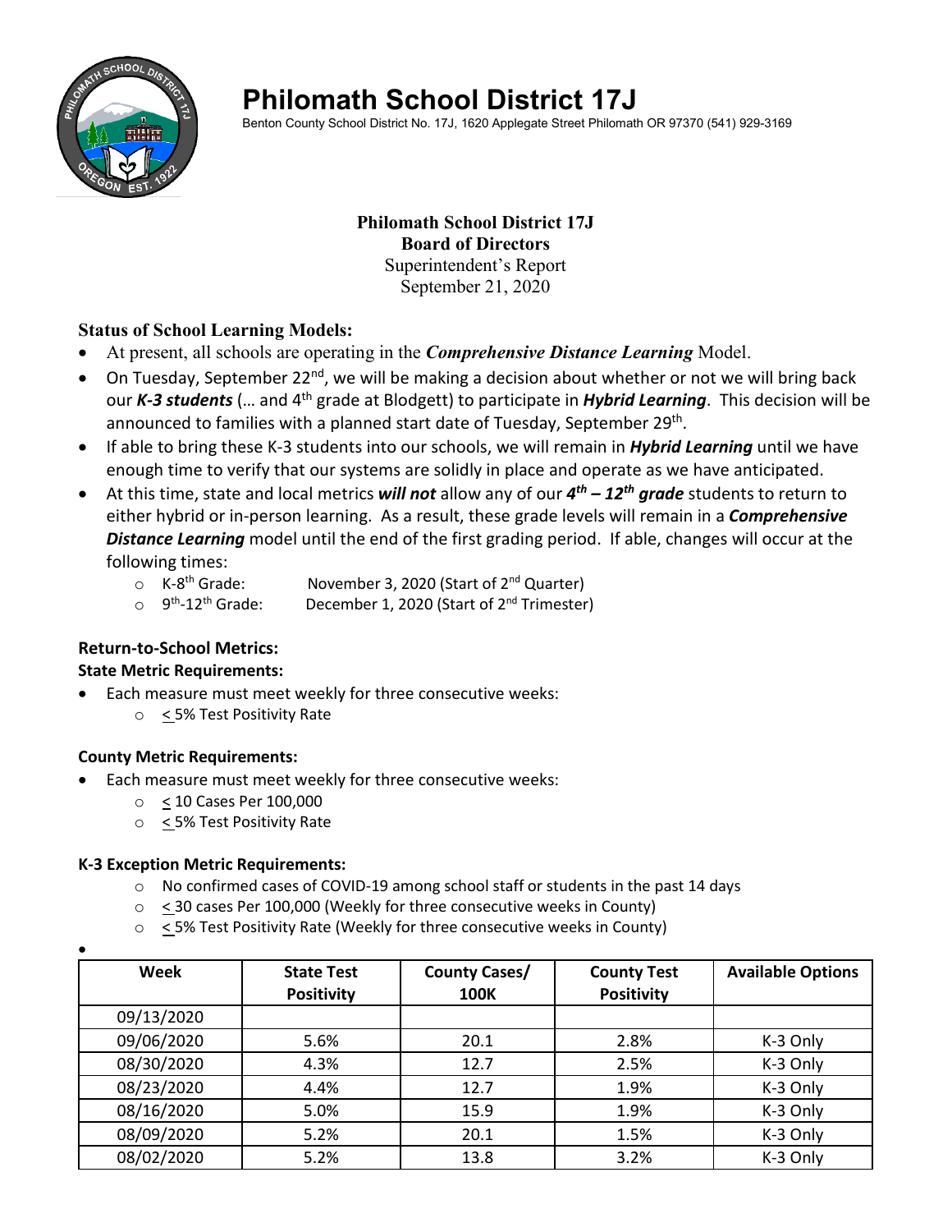# Philomath School District 17J

Benton County School District No. 17J, 1620 Applegate Street Philomath OR 97370 (541) 929-3169

**Philomath School District 17J**
**Board of Directors**
Superintendent's Report
September 21, 2020

### Status of School Learning Models:

- At present, all schools are operating in the ***Comprehensive Distance Learning*** Model.
- On Tuesday, September 22nd, we will be making a decision about whether or not we will bring back our ***K-3 students*** (… and 4th grade at Blodgett) to participate in ***Hybrid Learning***. This decision will be announced to families with a planned start date of Tuesday, September 29th.
- If able to bring these K-3 students into our schools, we will remain in ***Hybrid Learning*** until we have enough time to verify that our systems are solidly in place and operate as we have anticipated.
- At this time, state and local metrics ***will not*** allow any of our ***4th – 12th grade*** students to return to either hybrid or in-person learning. As a result, these grade levels will remain in a ***Comprehensive Distance Learning*** model until the end of the first grading period. If able, changes will occur at the following times:
  - K-8th Grade: November 3, 2020 (Start of 2nd Quarter)
  - 9th-12th Grade: December 1, 2020 (Start of 2nd Trimester)

### Return-to-School Metrics:

**State Metric Requirements:**

- Each measure must meet weekly for three consecutive weeks:
  - ≤ 5% Test Positivity Rate

**County Metric Requirements:**

- Each measure must meet weekly for three consecutive weeks:
  - ≤ 10 Cases Per 100,000
  - ≤ 5% Test Positivity Rate

**K-3 Exception Metric Requirements:**

- No confirmed cases of COVID-19 among school staff or students in the past 14 days
- ≤ 30 cases Per 100,000 (Weekly for three consecutive weeks in County)
- ≤ 5% Test Positivity Rate (Weekly for three consecutive weeks in County)

| Week | State Test Positivity | County Cases/ 100K | County Test Positivity | Available Options |
|---|---|---|---|---|
| 09/13/2020 | | | | |
| 09/06/2020 | 5.6% | 20.1 | 2.8% | K-3 Only |
| 08/30/2020 | 4.3% | 12.7 | 2.5% | K-3 Only |
| 08/23/2020 | 4.4% | 12.7 | 1.9% | K-3 Only |
| 08/16/2020 | 5.0% | 15.9 | 1.9% | K-3 Only |
| 08/09/2020 | 5.2% | 20.1 | 1.5% | K-3 Only |
| 08/02/2020 | 5.2% | 13.8 | 3.2% | K-3 Only |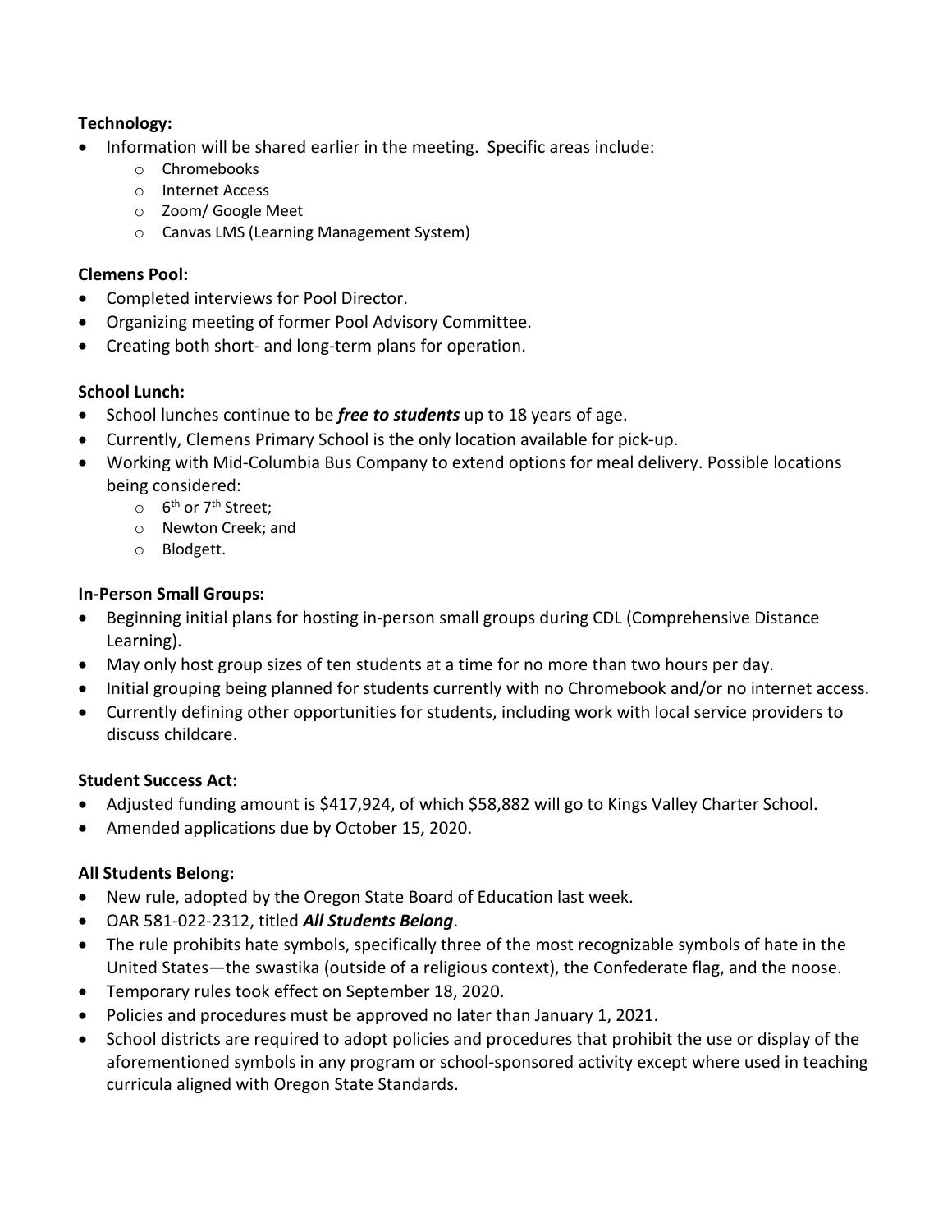**Technology:**

- Information will be shared earlier in the meeting. Specific areas include:
  - Chromebooks
  - Internet Access
  - Zoom/ Google Meet
  - Canvas LMS (Learning Management System)

**Clemens Pool:**

- Completed interviews for Pool Director.
- Organizing meeting of former Pool Advisory Committee.
- Creating both short- and long-term plans for operation.

**School Lunch:**

- School lunches continue to be ***free to students*** up to 18 years of age.
- Currently, Clemens Primary School is the only location available for pick-up.
- Working with Mid-Columbia Bus Company to extend options for meal delivery. Possible locations being considered:
  - 6th or 7th Street;
  - Newton Creek; and
  - Blodgett.

**In-Person Small Groups:**

- Beginning initial plans for hosting in-person small groups during CDL (Comprehensive Distance Learning).
- May only host group sizes of ten students at a time for no more than two hours per day.
- Initial grouping being planned for students currently with no Chromebook and/or no internet access.
- Currently defining other opportunities for students, including work with local service providers to discuss childcare.

**Student Success Act:**

- Adjusted funding amount is $417,924, of which $58,882 will go to Kings Valley Charter School.
- Amended applications due by October 15, 2020.

**All Students Belong:**

- New rule, adopted by the Oregon State Board of Education last week.
- OAR 581-022-2312, titled ***All Students Belong***.
- The rule prohibits hate symbols, specifically three of the most recognizable symbols of hate in the United States—the swastika (outside of a religious context), the Confederate flag, and the noose.
- Temporary rules took effect on September 18, 2020.
- Policies and procedures must be approved no later than January 1, 2021.
- School districts are required to adopt policies and procedures that prohibit the use or display of the aforementioned symbols in any program or school-sponsored activity except where used in teaching curricula aligned with Oregon State Standards.